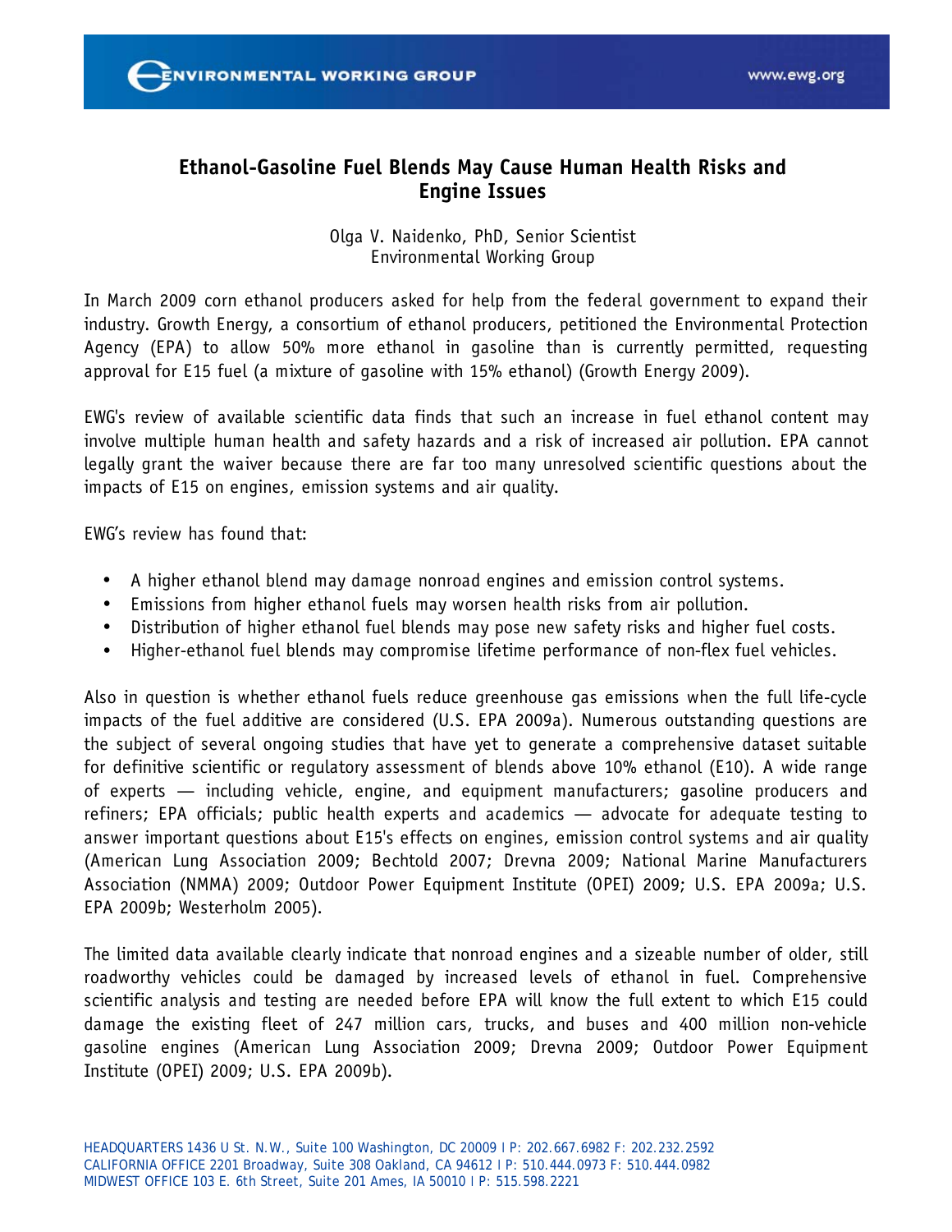# Ethanol-Gasoline Fuel Blends May Cause Human Health Risks and Engine Issues

Olga V. Naidenko, PhD, Senior Scientist
Environmental Working Group

In March 2009 corn ethanol producers asked for help from the federal government to expand their industry. Growth Energy, a consortium of ethanol producers, petitioned the Environmental Protection Agency (EPA) to allow 50% more ethanol in gasoline than is currently permitted, requesting approval for E15 fuel (a mixture of gasoline with 15% ethanol) (Growth Energy 2009).

EWG's review of available scientific data finds that such an increase in fuel ethanol content may involve multiple human health and safety hazards and a risk of increased air pollution. EPA cannot legally grant the waiver because there are far too many unresolved scientific questions about the impacts of E15 on engines, emission systems and air quality.

EWG's review has found that:

- A higher ethanol blend may damage nonroad engines and emission control systems.
- Emissions from higher ethanol fuels may worsen health risks from air pollution.
- Distribution of higher ethanol fuel blends may pose new safety risks and higher fuel costs.
- Higher-ethanol fuel blends may compromise lifetime performance of non-flex fuel vehicles.

Also in question is whether ethanol fuels reduce greenhouse gas emissions when the full life-cycle impacts of the fuel additive are considered (U.S. EPA 2009a). Numerous outstanding questions are the subject of several ongoing studies that have yet to generate a comprehensive dataset suitable for definitive scientific or regulatory assessment of blends above 10% ethanol (E10). A wide range of experts — including vehicle, engine, and equipment manufacturers; gasoline producers and refiners; EPA officials; public health experts and academics — advocate for adequate testing to answer important questions about E15's effects on engines, emission control systems and air quality (American Lung Association 2009; Bechtold 2007; Drevna 2009; National Marine Manufacturers Association (NMMA) 2009; Outdoor Power Equipment Institute (OPEI) 2009; U.S. EPA 2009a; U.S. EPA 2009b; Westerholm 2005).

The limited data available clearly indicate that nonroad engines and a sizeable number of older, still roadworthy vehicles could be damaged by increased levels of ethanol in fuel. Comprehensive scientific analysis and testing are needed before EPA will know the full extent to which E15 could damage the existing fleet of 247 million cars, trucks, and buses and 400 million non-vehicle gasoline engines (American Lung Association 2009; Drevna 2009; Outdoor Power Equipment Institute (OPEI) 2009; U.S. EPA 2009b).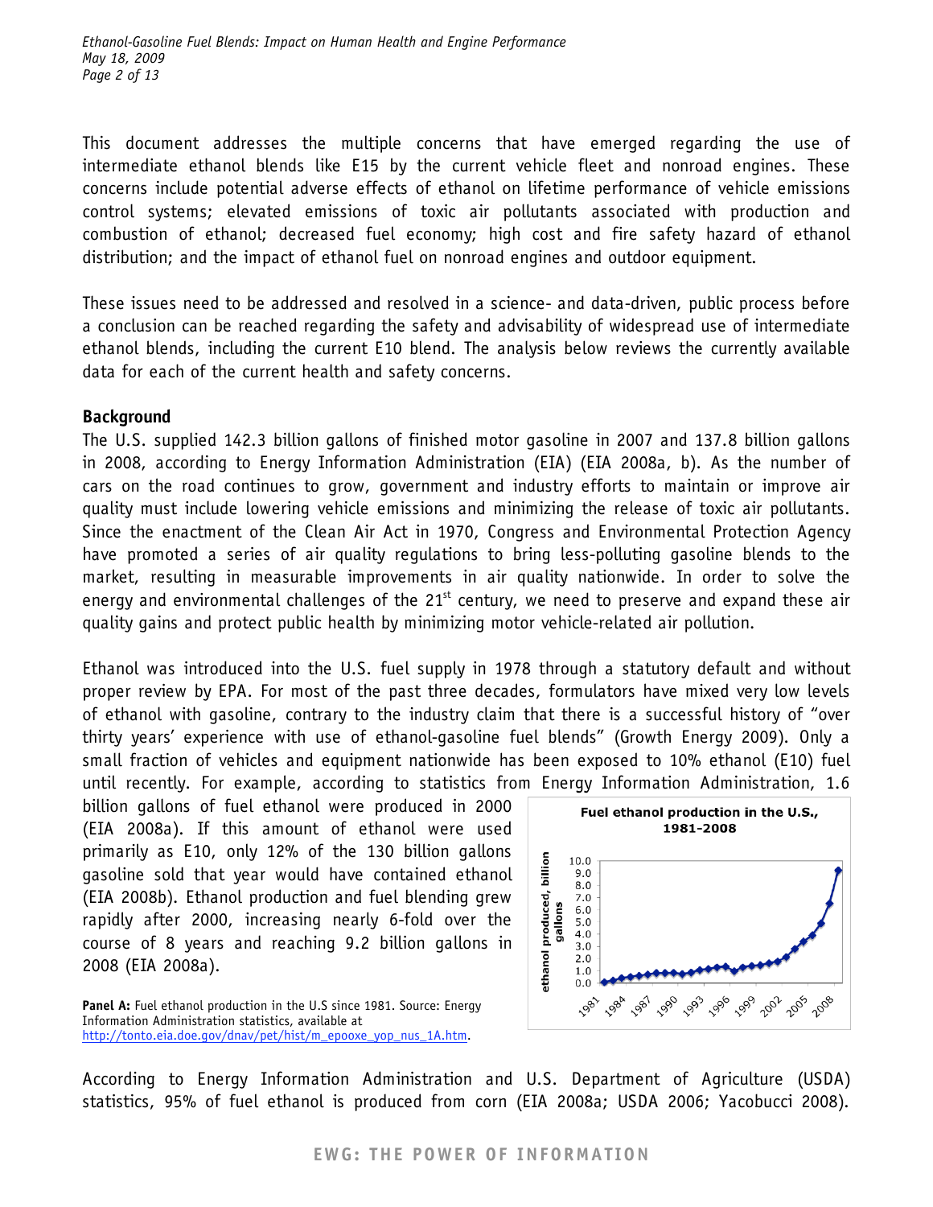This document addresses the multiple concerns that have emerged regarding the use of intermediate ethanol blends like E15 by the current vehicle fleet and nonroad engines. These concerns include potential adverse effects of ethanol on lifetime performance of vehicle emissions control systems; elevated emissions of toxic air pollutants associated with production and combustion of ethanol; decreased fuel economy; high cost and fire safety hazard of ethanol distribution; and the impact of ethanol fuel on nonroad engines and outdoor equipment.

These issues need to be addressed and resolved in a science- and data-driven, public process before a conclusion can be reached regarding the safety and advisability of widespread use of intermediate ethanol blends, including the current E10 blend. The analysis below reviews the currently available data for each of the current health and safety concerns.

## Background

The U.S. supplied 142.3 billion gallons of finished motor gasoline in 2007 and 137.8 billion gallons in 2008, according to Energy Information Administration (EIA) (EIA 2008a, b). As the number of cars on the road continues to grow, government and industry efforts to maintain or improve air quality must include lowering vehicle emissions and minimizing the release of toxic air pollutants. Since the enactment of the Clean Air Act in 1970, Congress and Environmental Protection Agency have promoted a series of air quality regulations to bring less-polluting gasoline blends to the market, resulting in measurable improvements in air quality nationwide. In order to solve the energy and environmental challenges of the 21st century, we need to preserve and expand these air quality gains and protect public health by minimizing motor vehicle-related air pollution.

Ethanol was introduced into the U.S. fuel supply in 1978 through a statutory default and without proper review by EPA. For most of the past three decades, formulators have mixed very low levels of ethanol with gasoline, contrary to the industry claim that there is a successful history of "over thirty years' experience with use of ethanol-gasoline fuel blends" (Growth Energy 2009). Only a small fraction of vehicles and equipment nationwide has been exposed to 10% ethanol (E10) fuel until recently. For example, according to statistics from Energy Information Administration, 1.6 billion gallons of fuel ethanol were produced in 2000 (EIA 2008a). If this amount of ethanol were used primarily as E10, only 12% of the 130 billion gallons gasoline sold that year would have contained ethanol (EIA 2008b). Ethanol production and fuel blending grew rapidly after 2000, increasing nearly 6-fold over the course of 8 years and reaching 9.2 billion gallons in 2008 (EIA 2008a).

**Fuel ethanol production in the U.S., 1981-2008**

**Panel A:** Fuel ethanol production in the U.S since 1981. Source: Energy Information Administration statistics, available at http://tonto.eia.doe.gov/dnav/pet/hist/m_epooxe_yop_nus_1A.htm.

According to Energy Information Administration and U.S. Department of Agriculture (USDA) statistics, 95% of fuel ethanol is produced from corn (EIA 2008a; USDA 2006; Yacobucci 2008).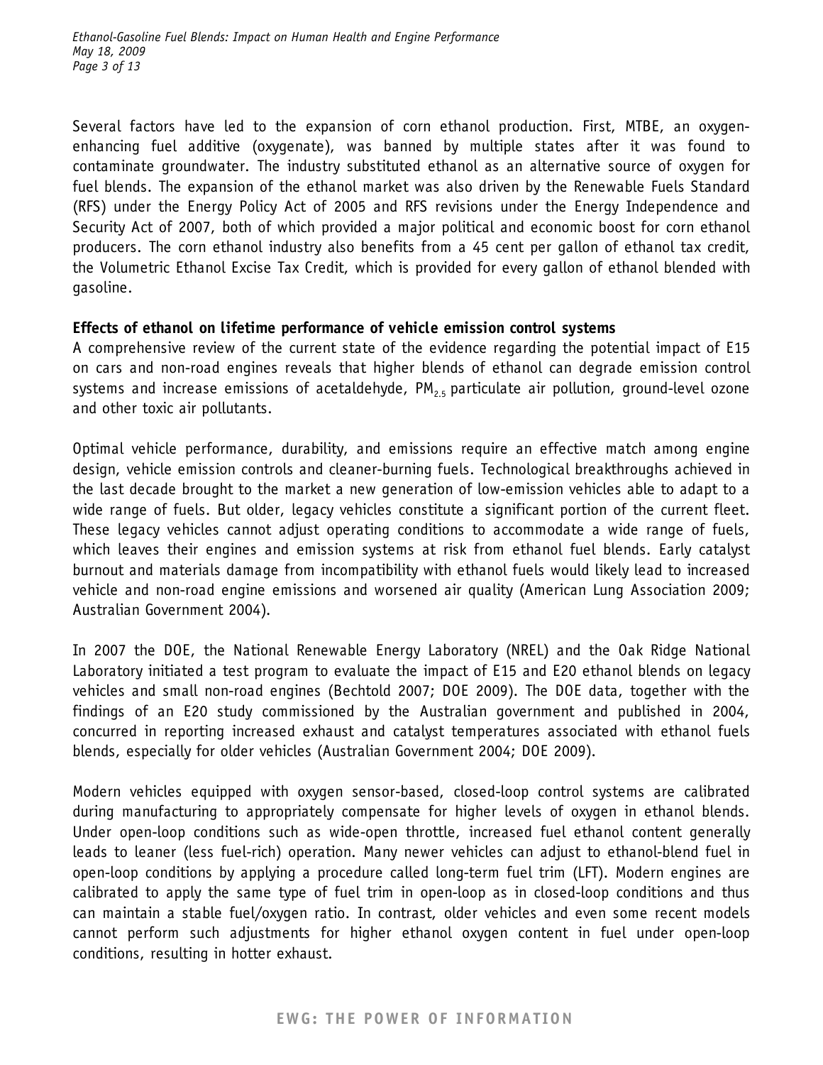Several factors have led to the expansion of corn ethanol production. First, MTBE, an oxygen-enhancing fuel additive (oxygenate), was banned by multiple states after it was found to contaminate groundwater. The industry substituted ethanol as an alternative source of oxygen for fuel blends. The expansion of the ethanol market was also driven by the Renewable Fuels Standard (RFS) under the Energy Policy Act of 2005 and RFS revisions under the Energy Independence and Security Act of 2007, both of which provided a major political and economic boost for corn ethanol producers. The corn ethanol industry also benefits from a 45 cent per gallon of ethanol tax credit, the Volumetric Ethanol Excise Tax Credit, which is provided for every gallon of ethanol blended with gasoline.

**Effects of ethanol on lifetime performance of vehicle emission control systems**

A comprehensive review of the current state of the evidence regarding the potential impact of E15 on cars and non-road engines reveals that higher blends of ethanol can degrade emission control systems and increase emissions of acetaldehyde, $PM_{2.5}$ particulate air pollution, ground-level ozone and other toxic air pollutants.

Optimal vehicle performance, durability, and emissions require an effective match among engine design, vehicle emission controls and cleaner-burning fuels. Technological breakthroughs achieved in the last decade brought to the market a new generation of low-emission vehicles able to adapt to a wide range of fuels. But older, legacy vehicles constitute a significant portion of the current fleet. These legacy vehicles cannot adjust operating conditions to accommodate a wide range of fuels, which leaves their engines and emission systems at risk from ethanol fuel blends. Early catalyst burnout and materials damage from incompatibility with ethanol fuels would likely lead to increased vehicle and non-road engine emissions and worsened air quality (American Lung Association 2009; Australian Government 2004).

In 2007 the DOE, the National Renewable Energy Laboratory (NREL) and the Oak Ridge National Laboratory initiated a test program to evaluate the impact of E15 and E20 ethanol blends on legacy vehicles and small non-road engines (Bechtold 2007; DOE 2009). The DOE data, together with the findings of an E20 study commissioned by the Australian government and published in 2004, concurred in reporting increased exhaust and catalyst temperatures associated with ethanol fuels blends, especially for older vehicles (Australian Government 2004; DOE 2009).

Modern vehicles equipped with oxygen sensor-based, closed-loop control systems are calibrated during manufacturing to appropriately compensate for higher levels of oxygen in ethanol blends. Under open-loop conditions such as wide-open throttle, increased fuel ethanol content generally leads to leaner (less fuel-rich) operation. Many newer vehicles can adjust to ethanol-blend fuel in open-loop conditions by applying a procedure called long-term fuel trim (LFT). Modern engines are calibrated to apply the same type of fuel trim in open-loop as in closed-loop conditions and thus can maintain a stable fuel/oxygen ratio. In contrast, older vehicles and even some recent models cannot perform such adjustments for higher ethanol oxygen content in fuel under open-loop conditions, resulting in hotter exhaust.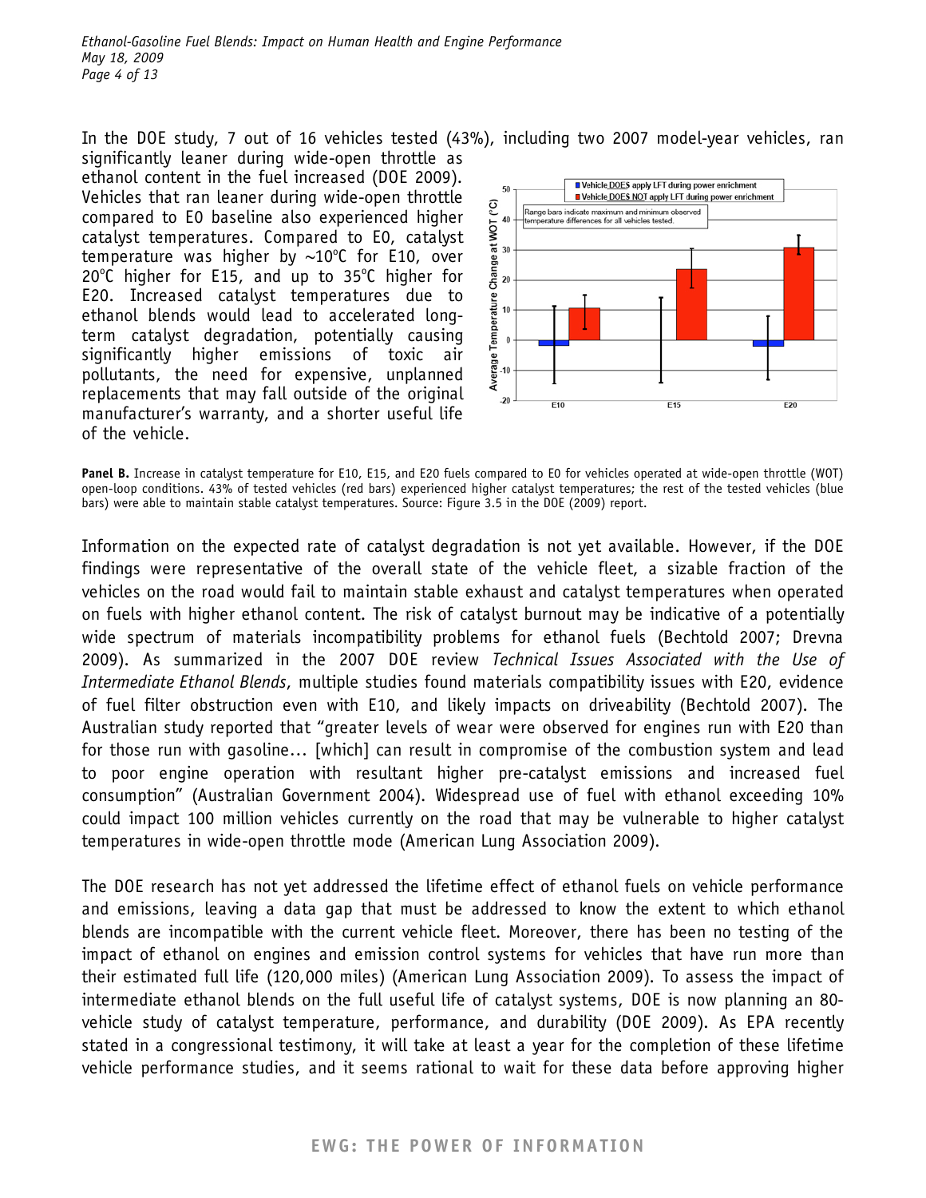In the DOE study, 7 out of 16 vehicles tested (43%), including two 2007 model-year vehicles, ran significantly leaner during wide-open throttle as ethanol content in the fuel increased (DOE 2009). Vehicles that ran leaner during wide-open throttle compared to E0 baseline also experienced higher catalyst temperatures. Compared to E0, catalyst temperature was higher by ~10°C for E10, over 20°C higher for E15, and up to 35°C higher for E20. Increased catalyst temperatures due to ethanol blends would lead to accelerated long-term catalyst degradation, potentially causing significantly higher emissions of toxic air pollutants, the need for expensive, unplanned replacements that may fall outside of the original manufacturer's warranty, and a shorter useful life of the vehicle.

**Panel B.** Increase in catalyst temperature for E10, E15, and E20 fuels compared to E0 for vehicles operated at wide-open throttle (WOT) open-loop conditions. 43% of tested vehicles (red bars) experienced higher catalyst temperatures; the rest of the tested vehicles (blue bars) were able to maintain stable catalyst temperatures. Source: Figure 3.5 in the DOE (2009) report.

Information on the expected rate of catalyst degradation is not yet available. However, if the DOE findings were representative of the overall state of the vehicle fleet, a sizable fraction of the vehicles on the road would fail to maintain stable exhaust and catalyst temperatures when operated on fuels with higher ethanol content. The risk of catalyst burnout may be indicative of a potentially wide spectrum of materials incompatibility problems for ethanol fuels (Bechtold 2007; Drevna 2009). As summarized in the 2007 DOE review *Technical Issues Associated with the Use of Intermediate Ethanol Blends*, multiple studies found materials compatibility issues with E20, evidence of fuel filter obstruction even with E10, and likely impacts on driveability (Bechtold 2007). The Australian study reported that "greater levels of wear were observed for engines run with E20 than for those run with gasoline… [which] can result in compromise of the combustion system and lead to poor engine operation with resultant higher pre-catalyst emissions and increased fuel consumption" (Australian Government 2004). Widespread use of fuel with ethanol exceeding 10% could impact 100 million vehicles currently on the road that may be vulnerable to higher catalyst temperatures in wide-open throttle mode (American Lung Association 2009).

The DOE research has not yet addressed the lifetime effect of ethanol fuels on vehicle performance and emissions, leaving a data gap that must be addressed to know the extent to which ethanol blends are incompatible with the current vehicle fleet. Moreover, there has been no testing of the impact of ethanol on engines and emission control systems for vehicles that have run more than their estimated full life (120,000 miles) (American Lung Association 2009). To assess the impact of intermediate ethanol blends on the full useful life of catalyst systems, DOE is now planning an 80-vehicle study of catalyst temperature, performance, and durability (DOE 2009). As EPA recently stated in a congressional testimony, it will take at least a year for the completion of these lifetime vehicle performance studies, and it seems rational to wait for these data before approving higher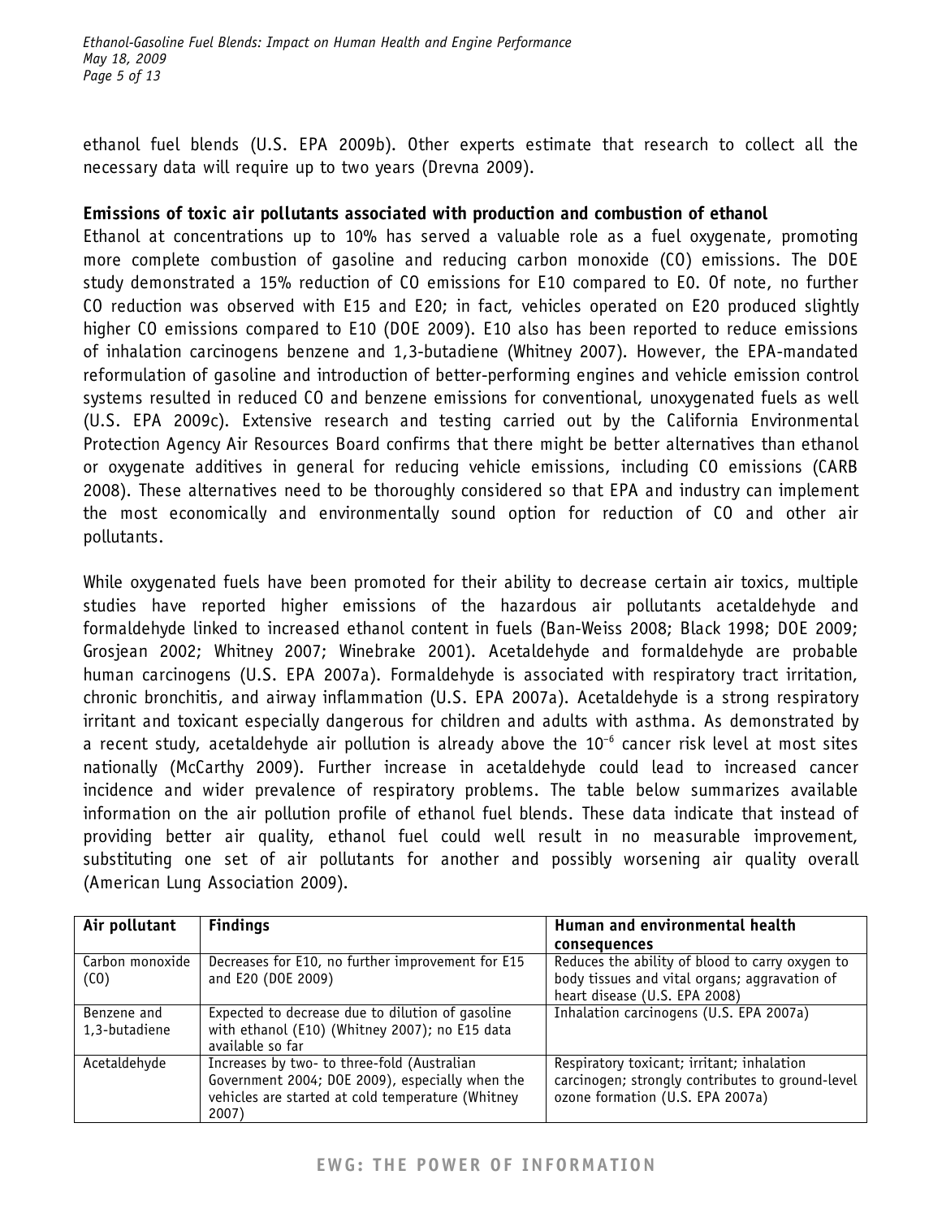ethanol fuel blends (U.S. EPA 2009b). Other experts estimate that research to collect all the necessary data will require up to two years (Drevna 2009).

**Emissions of toxic air pollutants associated with production and combustion of ethanol**

Ethanol at concentrations up to 10% has served a valuable role as a fuel oxygenate, promoting more complete combustion of gasoline and reducing carbon monoxide (CO) emissions. The DOE study demonstrated a 15% reduction of CO emissions for E10 compared to E0. Of note, no further CO reduction was observed with E15 and E20; in fact, vehicles operated on E20 produced slightly higher CO emissions compared to E10 (DOE 2009). E10 also has been reported to reduce emissions of inhalation carcinogens benzene and 1,3-butadiene (Whitney 2007). However, the EPA-mandated reformulation of gasoline and introduction of better-performing engines and vehicle emission control systems resulted in reduced CO and benzene emissions for conventional, unoxygenated fuels as well (U.S. EPA 2009c). Extensive research and testing carried out by the California Environmental Protection Agency Air Resources Board confirms that there might be better alternatives than ethanol or oxygenate additives in general for reducing vehicle emissions, including CO emissions (CARB 2008). These alternatives need to be thoroughly considered so that EPA and industry can implement the most economically and environmentally sound option for reduction of CO and other air pollutants.

While oxygenated fuels have been promoted for their ability to decrease certain air toxics, multiple studies have reported higher emissions of the hazardous air pollutants acetaldehyde and formaldehyde linked to increased ethanol content in fuels (Ban-Weiss 2008; Black 1998; DOE 2009; Grosjean 2002; Whitney 2007; Winebrake 2001). Acetaldehyde and formaldehyde are probable human carcinogens (U.S. EPA 2007a). Formaldehyde is associated with respiratory tract irritation, chronic bronchitis, and airway inflammation (U.S. EPA 2007a). Acetaldehyde is a strong respiratory irritant and toxicant especially dangerous for children and adults with asthma. As demonstrated by a recent study, acetaldehyde air pollution is already above the $10^{-6}$ cancer risk level at most sites nationally (McCarthy 2009). Further increase in acetaldehyde could lead to increased cancer incidence and wider prevalence of respiratory problems. The table below summarizes available information on the air pollution profile of ethanol fuel blends. These data indicate that instead of providing better air quality, ethanol fuel could well result in no measurable improvement, substituting one set of air pollutants for another and possibly worsening air quality overall (American Lung Association 2009).

| Air pollutant | Findings | Human and environmental health consequences |
|---|---|---|
| Carbon monoxide (CO) | Decreases for E10, no further improvement for E15 and E20 (DOE 2009) | Reduces the ability of blood to carry oxygen to body tissues and vital organs; aggravation of heart disease (U.S. EPA 2008) |
| Benzene and 1,3-butadiene | Expected to decrease due to dilution of gasoline with ethanol (E10) (Whitney 2007); no E15 data available so far | Inhalation carcinogens (U.S. EPA 2007a) |
| Acetaldehyde | Increases by two- to three-fold (Australian Government 2004; DOE 2009), especially when the vehicles are started at cold temperature (Whitney 2007) | Respiratory toxicant; irritant; inhalation carcinogen; strongly contributes to ground-level ozone formation (U.S. EPA 2007a) |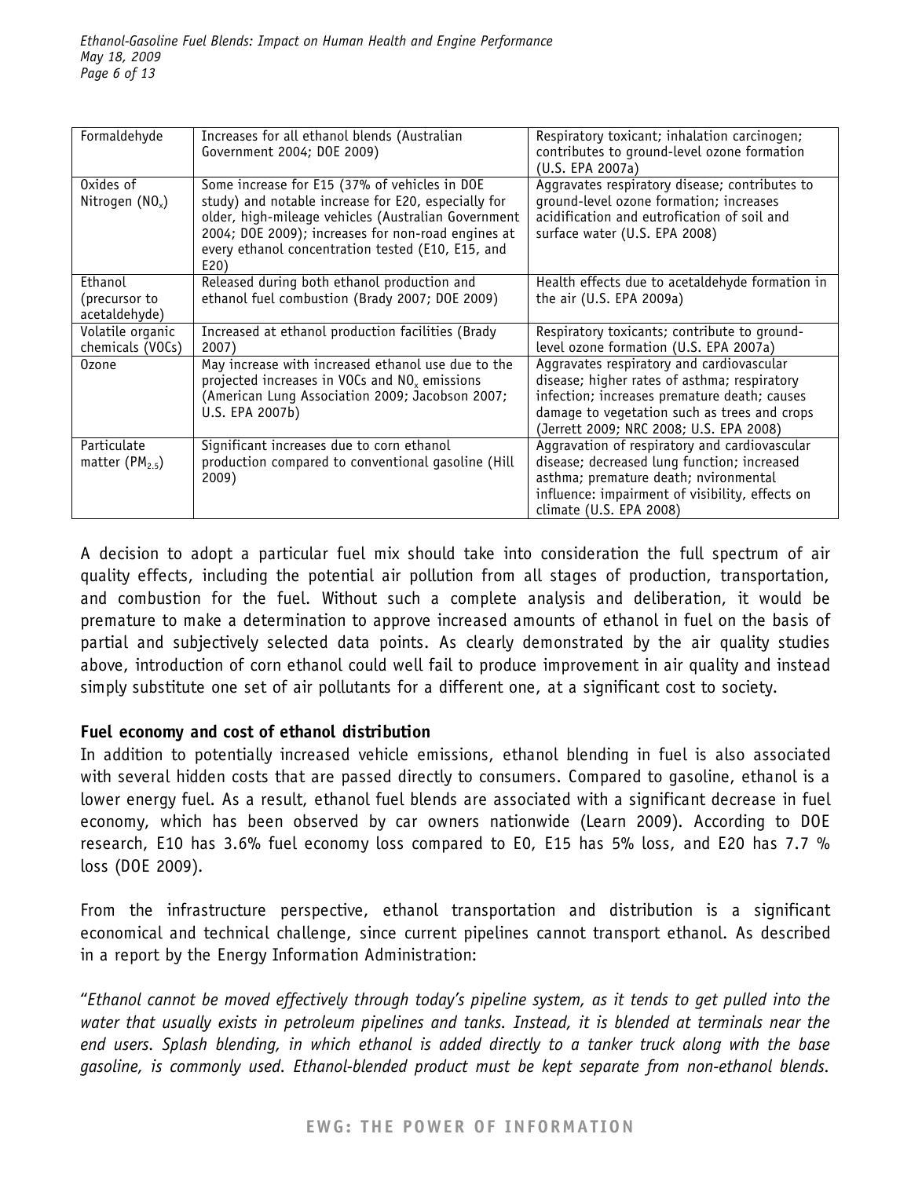| Formaldehyde | Increases for all ethanol blends (Australian Government 2004; DOE 2009) | Respiratory toxicant; inhalation carcinogen; contributes to ground-level ozone formation (U.S. EPA 2007a) |
|---|---|---|
| Oxides of Nitrogen ($NO_x$) | Some increase for E15 (37% of vehicles in DOE study) and notable increase for E20, especially for older, high-mileage vehicles (Australian Government 2004; DOE 2009); increases for non-road engines at every ethanol concentration tested (E10, E15, and E20) | Aggravates respiratory disease; contributes to ground-level ozone formation; increases acidification and eutrofication of soil and surface water (U.S. EPA 2008) |
| Ethanol (precursor to acetaldehyde) | Released during both ethanol production and ethanol fuel combustion (Brady 2007; DOE 2009) | Health effects due to acetaldehyde formation in the air (U.S. EPA 2009a) |
| Volatile organic chemicals (VOCs) | Increased at ethanol production facilities (Brady 2007) | Respiratory toxicants; contribute to ground-level ozone formation (U.S. EPA 2007a) |
| Ozone | May increase with increased ethanol use due to the projected increases in VOCs and $NO_x$ emissions (American Lung Association 2009; Jacobson 2007; U.S. EPA 2007b) | Aggravates respiratory and cardiovascular disease; higher rates of asthma; respiratory infection; increases premature death; causes damage to vegetation such as trees and crops (Jerrett 2009; NRC 2008; U.S. EPA 2008) |
| Particulate matter ($PM_{2.5}$) | Significant increases due to corn ethanol production compared to conventional gasoline (Hill 2009) | Aggravation of respiratory and cardiovascular disease; decreased lung function; increased asthma; premature death; nvironmental influence: impairment of visibility, effects on climate (U.S. EPA 2008) |

A decision to adopt a particular fuel mix should take into consideration the full spectrum of air quality effects, including the potential air pollution from all stages of production, transportation, and combustion for the fuel. Without such a complete analysis and deliberation, it would be premature to make a determination to approve increased amounts of ethanol in fuel on the basis of partial and subjectively selected data points. As clearly demonstrated by the air quality studies above, introduction of corn ethanol could well fail to produce improvement in air quality and instead simply substitute one set of air pollutants for a different one, at a significant cost to society.

**Fuel economy and cost of ethanol distribution**

In addition to potentially increased vehicle emissions, ethanol blending in fuel is also associated with several hidden costs that are passed directly to consumers. Compared to gasoline, ethanol is a lower energy fuel. As a result, ethanol fuel blends are associated with a significant decrease in fuel economy, which has been observed by car owners nationwide (Learn 2009). According to DOE research, E10 has 3.6% fuel economy loss compared to E0, E15 has 5% loss, and E20 has 7.7 % loss (DOE 2009).

From the infrastructure perspective, ethanol transportation and distribution is a significant economical and technical challenge, since current pipelines cannot transport ethanol. As described in a report by the Energy Information Administration:

"*Ethanol cannot be moved effectively through today's pipeline system, as it tends to get pulled into the water that usually exists in petroleum pipelines and tanks. Instead, it is blended at terminals near the end users. Splash blending, in which ethanol is added directly to a tanker truck along with the base gasoline, is commonly used. Ethanol-blended product must be kept separate from non-ethanol blends.*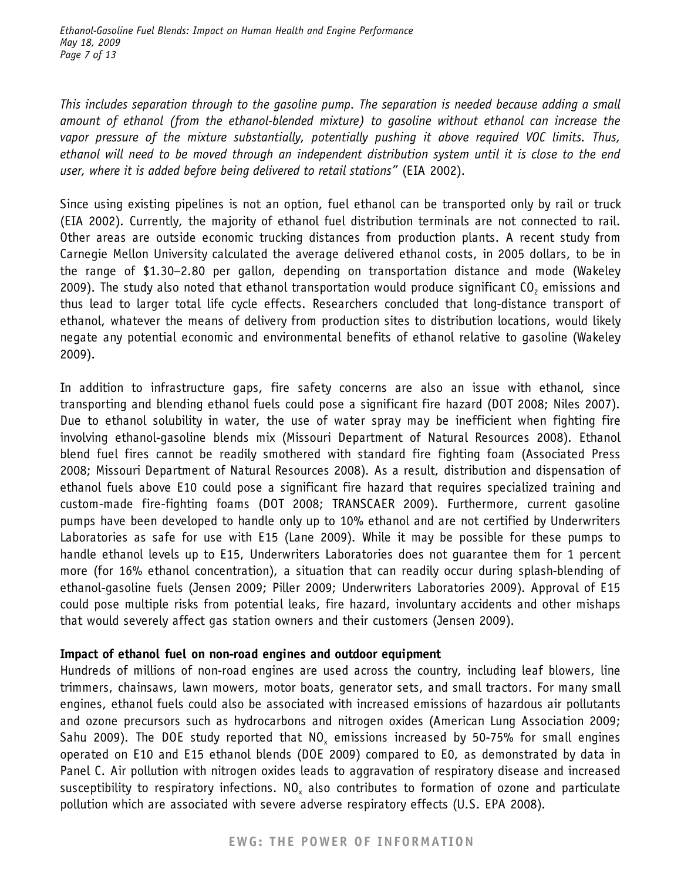*This includes separation through to the gasoline pump. The separation is needed because adding a small amount of ethanol (from the ethanol-blended mixture) to gasoline without ethanol can increase the vapor pressure of the mixture substantially, potentially pushing it above required VOC limits. Thus, ethanol will need to be moved through an independent distribution system until it is close to the end user, where it is added before being delivered to retail stations"* (EIA 2002).

Since using existing pipelines is not an option, fuel ethanol can be transported only by rail or truck (EIA 2002). Currently, the majority of ethanol fuel distribution terminals are not connected to rail. Other areas are outside economic trucking distances from production plants. A recent study from Carnegie Mellon University calculated the average delivered ethanol costs, in 2005 dollars, to be in the range of $1.30–2.80 per gallon, depending on transportation distance and mode (Wakeley 2009). The study also noted that ethanol transportation would produce significant $CO_2$ emissions and thus lead to larger total life cycle effects. Researchers concluded that long-distance transport of ethanol, whatever the means of delivery from production sites to distribution locations, would likely negate any potential economic and environmental benefits of ethanol relative to gasoline (Wakeley 2009).

In addition to infrastructure gaps, fire safety concerns are also an issue with ethanol, since transporting and blending ethanol fuels could pose a significant fire hazard (DOT 2008; Niles 2007). Due to ethanol solubility in water, the use of water spray may be inefficient when fighting fire involving ethanol-gasoline blends mix (Missouri Department of Natural Resources 2008). Ethanol blend fuel fires cannot be readily smothered with standard fire fighting foam (Associated Press 2008; Missouri Department of Natural Resources 2008). As a result, distribution and dispensation of ethanol fuels above E10 could pose a significant fire hazard that requires specialized training and custom-made fire-fighting foams (DOT 2008; TRANSCAER 2009). Furthermore, current gasoline pumps have been developed to handle only up to 10% ethanol and are not certified by Underwriters Laboratories as safe for use with E15 (Lane 2009). While it may be possible for these pumps to handle ethanol levels up to E15, Underwriters Laboratories does not guarantee them for 1 percent more (for 16% ethanol concentration), a situation that can readily occur during splash-blending of ethanol-gasoline fuels (Jensen 2009; Piller 2009; Underwriters Laboratories 2009). Approval of E15 could pose multiple risks from potential leaks, fire hazard, involuntary accidents and other mishaps that would severely affect gas station owners and their customers (Jensen 2009).

**Impact of ethanol fuel on non-road engines and outdoor equipment**

Hundreds of millions of non-road engines are used across the country, including leaf blowers, line trimmers, chainsaws, lawn mowers, motor boats, generator sets, and small tractors. For many small engines, ethanol fuels could also be associated with increased emissions of hazardous air pollutants and ozone precursors such as hydrocarbons and nitrogen oxides (American Lung Association 2009; Sahu 2009). The DOE study reported that $NO_x$ emissions increased by 50-75% for small engines operated on E10 and E15 ethanol blends (DOE 2009) compared to E0, as demonstrated by data in Panel C. Air pollution with nitrogen oxides leads to aggravation of respiratory disease and increased susceptibility to respiratory infections. $NO_x$ also contributes to formation of ozone and particulate pollution which are associated with severe adverse respiratory effects (U.S. EPA 2008).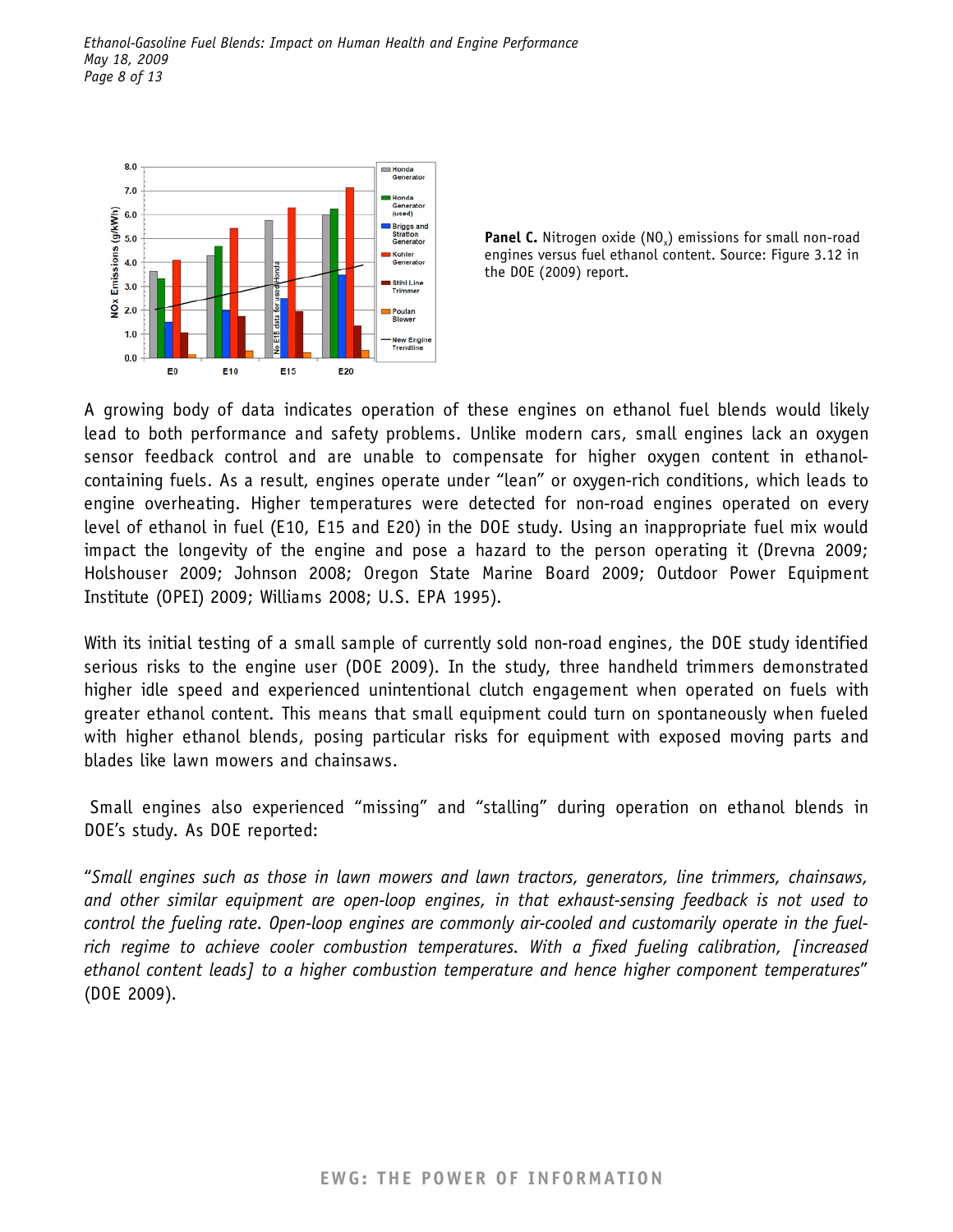**Panel C.** Nitrogen oxide ($NO_x$) emissions for small non-road engines versus fuel ethanol content. Source: Figure 3.12 in the DOE (2009) report.

A growing body of data indicates operation of these engines on ethanol fuel blends would likely lead to both performance and safety problems. Unlike modern cars, small engines lack an oxygen sensor feedback control and are unable to compensate for higher oxygen content in ethanol-containing fuels. As a result, engines operate under "lean" or oxygen-rich conditions, which leads to engine overheating. Higher temperatures were detected for non-road engines operated on every level of ethanol in fuel (E10, E15 and E20) in the DOE study. Using an inappropriate fuel mix would impact the longevity of the engine and pose a hazard to the person operating it (Drevna 2009; Holshouser 2009; Johnson 2008; Oregon State Marine Board 2009; Outdoor Power Equipment Institute (OPEI) 2009; Williams 2008; U.S. EPA 1995).

With its initial testing of a small sample of currently sold non-road engines, the DOE study identified serious risks to the engine user (DOE 2009). In the study, three handheld trimmers demonstrated higher idle speed and experienced unintentional clutch engagement when operated on fuels with greater ethanol content. This means that small equipment could turn on spontaneously when fueled with higher ethanol blends, posing particular risks for equipment with exposed moving parts and blades like lawn mowers and chainsaws.

Small engines also experienced "missing" and "stalling" during operation on ethanol blends in DOE's study. As DOE reported:

"*Small engines such as those in lawn mowers and lawn tractors, generators, line trimmers, chainsaws, and other similar equipment are open-loop engines, in that exhaust-sensing feedback is not used to control the fueling rate. Open-loop engines are commonly air-cooled and customarily operate in the fuel-rich regime to achieve cooler combustion temperatures. With a fixed fueling calibration, [increased ethanol content leads] to a higher combustion temperature and hence higher component temperatures*" (DOE 2009).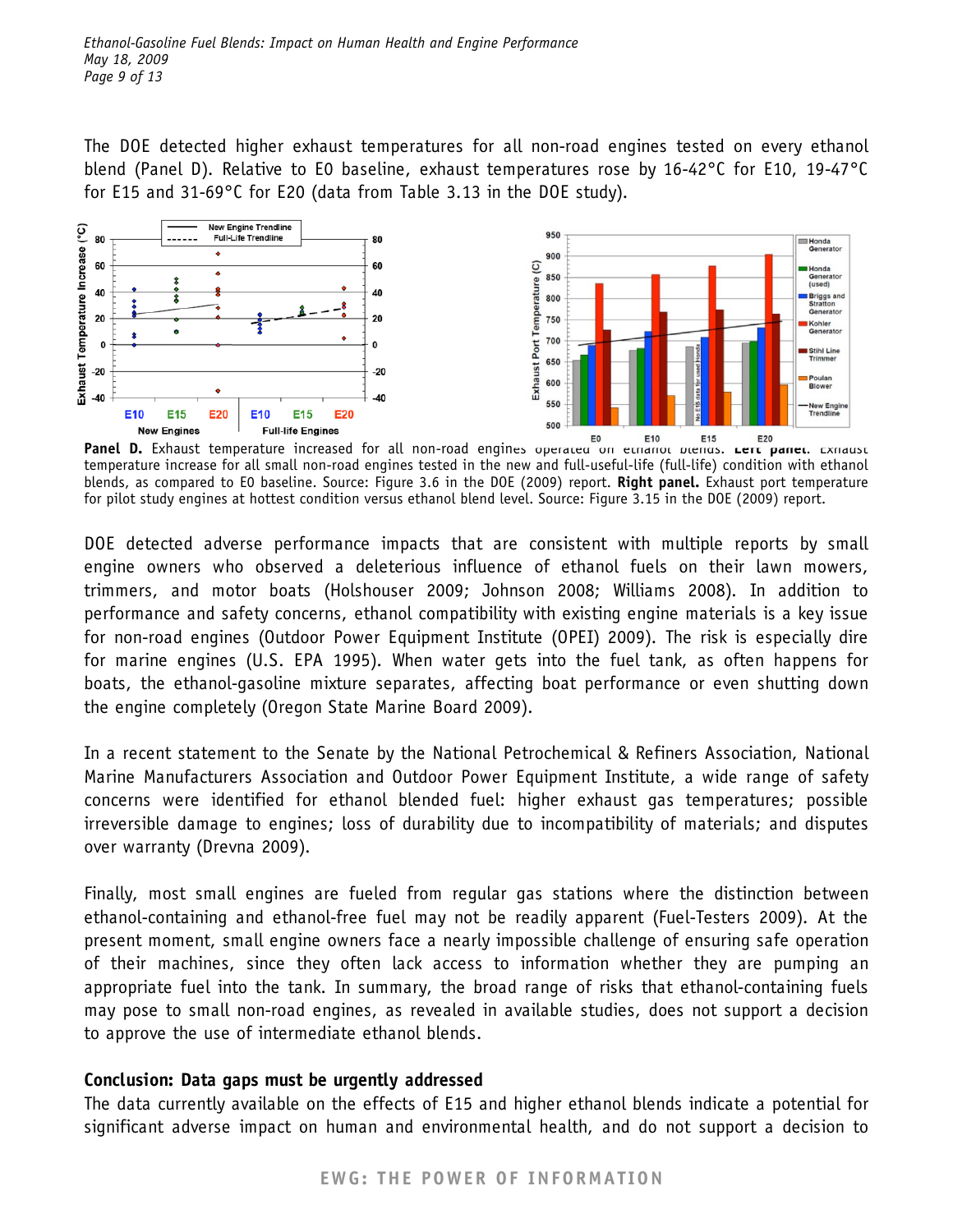The DOE detected higher exhaust temperatures for all non-road engines tested on every ethanol blend (Panel D). Relative to E0 baseline, exhaust temperatures rose by 16-42°C for E10, 19-47°C for E15 and 31-69°C for E20 (data from Table 3.13 in the DOE study).

**Panel D.** Exhaust temperature increased for all non-road engines operated on ethanol blends. **Left panel.** Exhaust temperature increase for all small non-road engines tested in the new and full-useful-life (full-life) condition with ethanol blends, as compared to E0 baseline. Source: Figure 3.6 in the DOE (2009) report. **Right panel.** Exhaust port temperature for pilot study engines at hottest condition versus ethanol blend level. Source: Figure 3.15 in the DOE (2009) report.

DOE detected adverse performance impacts that are consistent with multiple reports by small engine owners who observed a deleterious influence of ethanol fuels on their lawn mowers, trimmers, and motor boats (Holshouser 2009; Johnson 2008; Williams 2008). In addition to performance and safety concerns, ethanol compatibility with existing engine materials is a key issue for non-road engines (Outdoor Power Equipment Institute (OPEI) 2009). The risk is especially dire for marine engines (U.S. EPA 1995). When water gets into the fuel tank, as often happens for boats, the ethanol-gasoline mixture separates, affecting boat performance or even shutting down the engine completely (Oregon State Marine Board 2009).

In a recent statement to the Senate by the National Petrochemical & Refiners Association, National Marine Manufacturers Association and Outdoor Power Equipment Institute, a wide range of safety concerns were identified for ethanol blended fuel: higher exhaust gas temperatures; possible irreversible damage to engines; loss of durability due to incompatibility of materials; and disputes over warranty (Drevna 2009).

Finally, most small engines are fueled from regular gas stations where the distinction between ethanol-containing and ethanol-free fuel may not be readily apparent (Fuel-Testers 2009). At the present moment, small engine owners face a nearly impossible challenge of ensuring safe operation of their machines, since they often lack access to information whether they are pumping an appropriate fuel into the tank. In summary, the broad range of risks that ethanol-containing fuels may pose to small non-road engines, as revealed in available studies, does not support a decision to approve the use of intermediate ethanol blends.

### Conclusion: Data gaps must be urgently addressed

The data currently available on the effects of E15 and higher ethanol blends indicate a potential for significant adverse impact on human and environmental health, and do not support a decision to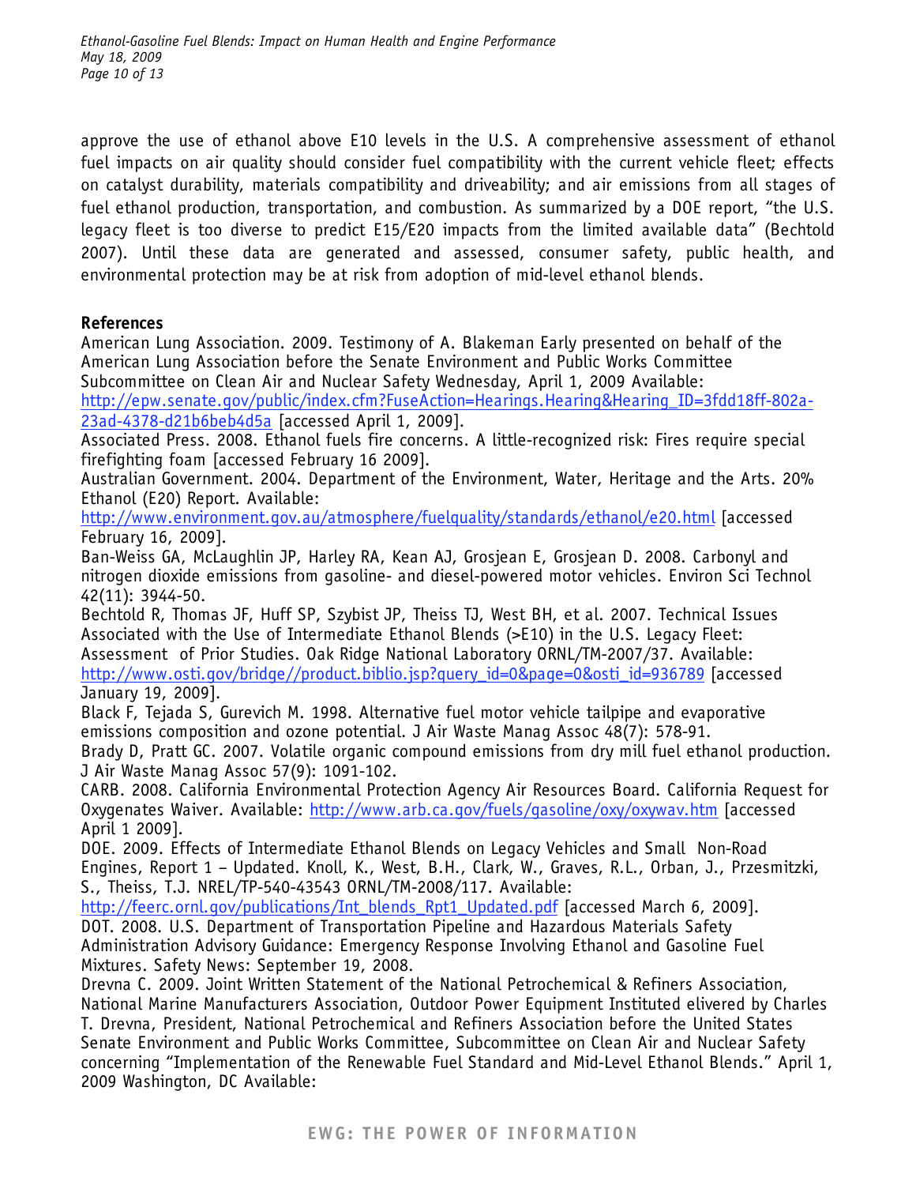approve the use of ethanol above E10 levels in the U.S. A comprehensive assessment of ethanol fuel impacts on air quality should consider fuel compatibility with the current vehicle fleet; effects on catalyst durability, materials compatibility and driveability; and air emissions from all stages of fuel ethanol production, transportation, and combustion. As summarized by a DOE report, "the U.S. legacy fleet is too diverse to predict E15/E20 impacts from the limited available data" (Bechtold 2007). Until these data are generated and assessed, consumer safety, public health, and environmental protection may be at risk from adoption of mid-level ethanol blends.

**References**

American Lung Association. 2009. Testimony of A. Blakeman Early presented on behalf of the American Lung Association before the Senate Environment and Public Works Committee Subcommittee on Clean Air and Nuclear Safety Wednesday, April 1, 2009 Available: http://epw.senate.gov/public/index.cfm?FuseAction=Hearings.Hearing&Hearing_ID=3fdd18ff-802a-23ad-4378-d21b6beb4d5a [accessed April 1, 2009].

Associated Press. 2008. Ethanol fuels fire concerns. A little-recognized risk: Fires require special firefighting foam [accessed February 16 2009].

Australian Government. 2004. Department of the Environment, Water, Heritage and the Arts. 20% Ethanol (E20) Report. Available: http://www.environment.gov.au/atmosphere/fuelquality/standards/ethanol/e20.html [accessed February 16, 2009].

Ban-Weiss GA, McLaughlin JP, Harley RA, Kean AJ, Grosjean E, Grosjean D. 2008. Carbonyl and nitrogen dioxide emissions from gasoline- and diesel-powered motor vehicles. Environ Sci Technol 42(11): 3944-50.

Bechtold R, Thomas JF, Huff SP, Szybist JP, Theiss TJ, West BH, et al. 2007. Technical Issues Associated with the Use of Intermediate Ethanol Blends (>E10) in the U.S. Legacy Fleet: Assessment of Prior Studies. Oak Ridge National Laboratory ORNL/TM-2007/37. Available: http://www.osti.gov/bridge//product.biblio.jsp?query_id=0&page=0&osti_id=936789 [accessed January 19, 2009].

Black F, Tejada S, Gurevich M. 1998. Alternative fuel motor vehicle tailpipe and evaporative emissions composition and ozone potential. J Air Waste Manag Assoc 48(7): 578-91.

Brady D, Pratt GC. 2007. Volatile organic compound emissions from dry mill fuel ethanol production. J Air Waste Manag Assoc 57(9): 1091-102.

CARB. 2008. California Environmental Protection Agency Air Resources Board. California Request for Oxygenates Waiver. Available: http://www.arb.ca.gov/fuels/gasoline/oxy/oxywav.htm [accessed April 1 2009].

DOE. 2009. Effects of Intermediate Ethanol Blends on Legacy Vehicles and Small Non-Road Engines, Report 1 – Updated. Knoll, K., West, B.H., Clark, W., Graves, R.L., Orban, J., Przesmitzki, S., Theiss, T.J. NREL/TP-540-43543 ORNL/TM-2008/117. Available: http://feerc.ornl.gov/publications/Int_blends_Rpt1_Updated.pdf [accessed March 6, 2009].

DOT. 2008. U.S. Department of Transportation Pipeline and Hazardous Materials Safety Administration Advisory Guidance: Emergency Response Involving Ethanol and Gasoline Fuel Mixtures. Safety News: September 19, 2008.

Drevna C. 2009. Joint Written Statement of the National Petrochemical & Refiners Association, National Marine Manufacturers Association, Outdoor Power Equipment Instituted elivered by Charles T. Drevna, President, National Petrochemical and Refiners Association before the United States Senate Environment and Public Works Committee, Subcommittee on Clean Air and Nuclear Safety concerning "Implementation of the Renewable Fuel Standard and Mid-Level Ethanol Blends." April 1, 2009 Washington, DC Available: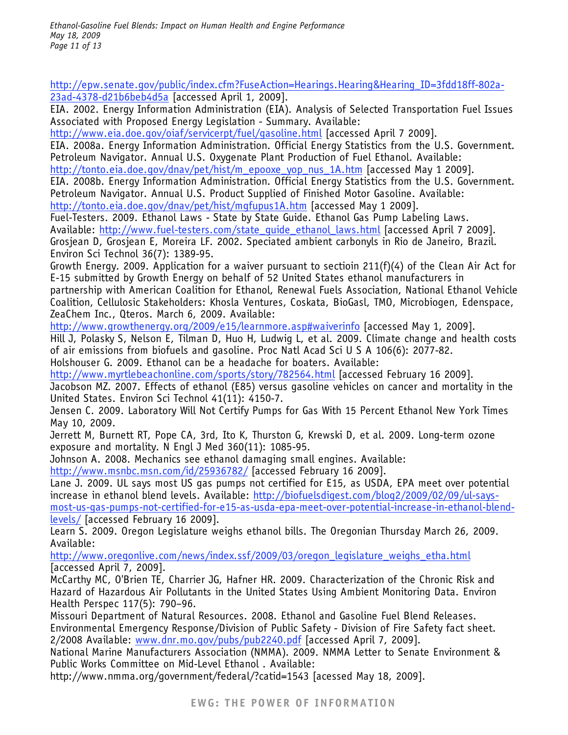http://epw.senate.gov/public/index.cfm?FuseAction=Hearings.Hearing&Hearing_ID=3fdd18ff-802a-23ad-4378-d21b6beb4d5a [accessed April 1, 2009].

EIA. 2002. Energy Information Administration (EIA). Analysis of Selected Transportation Fuel Issues Associated with Proposed Energy Legislation - Summary. Available: http://www.eia.doe.gov/oiaf/servicerpt/fuel/gasoline.html [accessed April 7 2009].

EIA. 2008a. Energy Information Administration. Official Energy Statistics from the U.S. Government. Petroleum Navigator. Annual U.S. Oxygenate Plant Production of Fuel Ethanol. Available: http://tonto.eia.doe.gov/dnav/pet/hist/m_epooxe_yop_nus_1A.htm [accessed May 1 2009].

EIA. 2008b. Energy Information Administration. Official Energy Statistics from the U.S. Government. Petroleum Navigator. Annual U.S. Product Supplied of Finished Motor Gasoline. Available: http://tonto.eia.doe.gov/dnav/pet/hist/mgfupus1A.htm [accessed May 1 2009].

Fuel-Testers. 2009. Ethanol Laws - State by State Guide. Ethanol Gas Pump Labeling Laws. Available: http://www.fuel-testers.com/state_guide_ethanol_laws.html [accessed April 7 2009].

Grosjean D, Grosjean E, Moreira LF. 2002. Speciated ambient carbonyls in Rio de Janeiro, Brazil. Environ Sci Technol 36(7): 1389-95.

Growth Energy. 2009. Application for a waiver pursuant to sectioin 211(f)(4) of the Clean Air Act for E-15 submitted by Growth Energy on behalf of 52 United States ethanol manufacturers in partnership with American Coalition for Ethanol, Renewal Fuels Association, National Ethanol Vehicle Coalition, Cellulosic Stakeholders: Khosla Ventures, Coskata, BioGasl, TMO, Microbiogen, Edenspace, ZeaChem Inc., Qteros. March 6, 2009. Available: http://www.growthenergy.org/2009/e15/learnmore.asp#waiverinfo [accessed May 1, 2009].

Hill J, Polasky S, Nelson E, Tilman D, Huo H, Ludwig L, et al. 2009. Climate change and health costs of air emissions from biofuels and gasoline. Proc Natl Acad Sci U S A 106(6): 2077-82.

Holshouser G. 2009. Ethanol can be a headache for boaters. Available: http://www.myrtlebeachonline.com/sports/story/782564.html [accessed February 16 2009].

Jacobson MZ. 2007. Effects of ethanol (E85) versus gasoline vehicles on cancer and mortality in the United States. Environ Sci Technol 41(11): 4150-7.

Jensen C. 2009. Laboratory Will Not Certify Pumps for Gas With 15 Percent Ethanol New York Times May 10, 2009.

Jerrett M, Burnett RT, Pope CA, 3rd, Ito K, Thurston G, Krewski D, et al. 2009. Long-term ozone exposure and mortality. N Engl J Med 360(11): 1085-95.

Johnson A. 2008. Mechanics see ethanol damaging small engines. Available: http://www.msnbc.msn.com/id/25936782/ [accessed February 16 2009].

Lane J. 2009. UL says most US gas pumps not certified for E15, as USDA, EPA meet over potential increase in ethanol blend levels. Available: http://biofuelsdigest.com/blog2/2009/02/09/ul-says-most-us-gas-pumps-not-certified-for-e15-as-usda-epa-meet-over-potential-increase-in-ethanol-blend-levels/ [accessed February 16 2009].

Learn S. 2009. Oregon Legislature weighs ethanol bills. The Oregonian Thursday March 26, 2009. Available: http://www.oregonlive.com/news/index.ssf/2009/03/oregon_legislature_weighs_etha.html [accessed April 7, 2009].

McCarthy MC, O'Brien TE, Charrier JG, Hafner HR. 2009. Characterization of the Chronic Risk and Hazard of Hazardous Air Pollutants in the United States Using Ambient Monitoring Data. Environ Health Perspec 117(5): 790–96.

Missouri Department of Natural Resources. 2008. Ethanol and Gasoline Fuel Blend Releases. Environmental Emergency Response/Division of Public Safety - Division of Fire Safety fact sheet. 2/2008 Available: www.dnr.mo.gov/pubs/pub2240.pdf [accessed April 7, 2009].

National Marine Manufacturers Association (NMMA). 2009. NMMA Letter to Senate Environment & Public Works Committee on Mid-Level Ethanol . Available: http://www.nmma.org/government/federal/?catid=1543 [acessed May 18, 2009].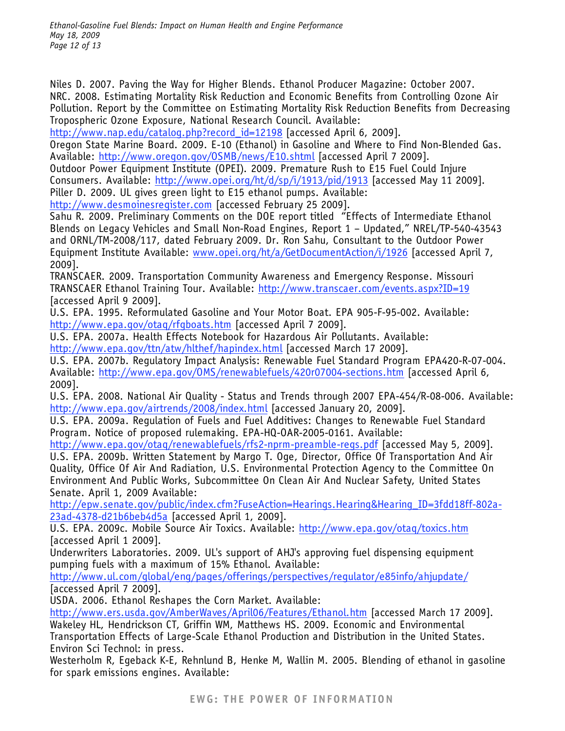Niles D. 2007. Paving the Way for Higher Blends. Ethanol Producer Magazine: October 2007.

NRC. 2008. Estimating Mortality Risk Reduction and Economic Benefits from Controlling Ozone Air Pollution. Report by the Committee on Estimating Mortality Risk Reduction Benefits from Decreasing Tropospheric Ozone Exposure, National Research Council. Available: http://www.nap.edu/catalog.php?record_id=12198 [accessed April 6, 2009].

Oregon State Marine Board. 2009. E-10 (Ethanol) in Gasoline and Where to Find Non-Blended Gas. Available: http://www.oregon.gov/OSMB/news/E10.shtml [accessed April 7 2009].

Outdoor Power Equipment Institute (OPEI). 2009. Premature Rush to E15 Fuel Could Injure Consumers. Available: http://www.opei.org/ht/d/sp/i/1913/pid/1913 [accessed May 11 2009].

Piller D. 2009. UL gives green light to E15 ethanol pumps. Available: http://www.desmoinesregister.com [accessed February 25 2009].

Sahu R. 2009. Preliminary Comments on the DOE report titled "Effects of Intermediate Ethanol Blends on Legacy Vehicles and Small Non-Road Engines, Report 1 – Updated," NREL/TP-540-43543 and ORNL/TM-2008/117, dated February 2009. Dr. Ron Sahu, Consultant to the Outdoor Power Equipment Institute Available: www.opei.org/ht/a/GetDocumentAction/i/1926 [accessed April 7, 2009].

TRANSCAER. 2009. Transportation Community Awareness and Emergency Response. Missouri TRANSCAER Ethanol Training Tour. Available: http://www.transcaer.com/events.aspx?ID=19 [accessed April 9 2009].

U.S. EPA. 1995. Reformulated Gasoline and Your Motor Boat. EPA 905-F-95-002. Available: http://www.epa.gov/otaq/rfgboats.htm [accessed April 7 2009].

U.S. EPA. 2007a. Health Effects Notebook for Hazardous Air Pollutants. Available: http://www.epa.gov/ttn/atw/hlthef/hapindex.html [accessed March 17 2009].

U.S. EPA. 2007b. Regulatory Impact Analysis: Renewable Fuel Standard Program EPA420-R-07-004. Available: http://www.epa.gov/OMS/renewablefuels/420r07004-sections.htm [accessed April 6, 2009].

U.S. EPA. 2008. National Air Quality - Status and Trends through 2007 EPA-454/R-08-006. Available: http://www.epa.gov/airtrends/2008/index.html [accessed January 20, 2009].

U.S. EPA. 2009a. Regulation of Fuels and Fuel Additives: Changes to Renewable Fuel Standard Program. Notice of proposed rulemaking. EPA-HQ-OAR-2005-0161. Available: http://www.epa.gov/otaq/renewablefuels/rfs2-nprm-preamble-regs.pdf [accessed May 5, 2009].

U.S. EPA. 2009b. Written Statement by Margo T. Oge, Director, Office Of Transportation And Air Quality, Office Of Air And Radiation, U.S. Environmental Protection Agency to the Committee On Environment And Public Works, Subcommittee On Clean Air And Nuclear Safety, United States Senate. April 1, 2009 Available: http://epw.senate.gov/public/index.cfm?FuseAction=Hearings.Hearing&Hearing_ID=3fdd18ff-802a-23ad-4378-d21b6beb4d5a [accessed April 1, 2009].

U.S. EPA. 2009c. Mobile Source Air Toxics. Available: http://www.epa.gov/otaq/toxics.htm [accessed April 1 2009].

Underwriters Laboratories. 2009. UL's support of AHJ's approving fuel dispensing equipment pumping fuels with a maximum of 15% Ethanol. Available: http://www.ul.com/global/eng/pages/offerings/perspectives/regulator/e85info/ahjupdate/ [accessed April 7 2009].

USDA. 2006. Ethanol Reshapes the Corn Market. Available: http://www.ers.usda.gov/AmberWaves/April06/Features/Ethanol.htm [accessed March 17 2009].

Wakeley HL, Hendrickson CT, Griffin WM, Matthews HS. 2009. Economic and Environmental Transportation Effects of Large-Scale Ethanol Production and Distribution in the United States. Environ Sci Technol: in press.

Westerholm R, Egeback K-E, Rehnlund B, Henke M, Wallin M. 2005. Blending of ethanol in gasoline for spark emissions engines. Available: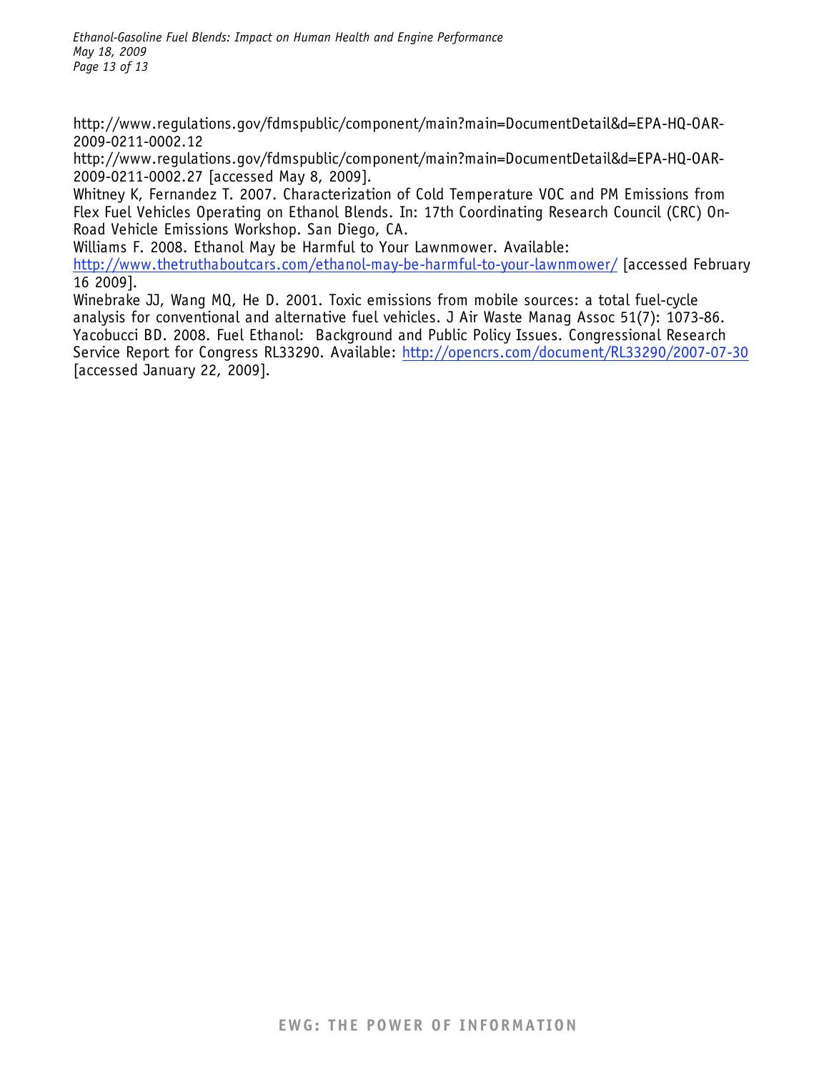http://www.regulations.gov/fdmspublic/component/main?main=DocumentDetail&d=EPA-HQ-OAR-2009-0211-0002.12
http://www.regulations.gov/fdmspublic/component/main?main=DocumentDetail&d=EPA-HQ-OAR-2009-0211-0002.27 [accessed May 8, 2009].

Whitney K, Fernandez T. 2007. Characterization of Cold Temperature VOC and PM Emissions from Flex Fuel Vehicles Operating on Ethanol Blends. In: 17th Coordinating Research Council (CRC) On-Road Vehicle Emissions Workshop. San Diego, CA.

Williams F. 2008. Ethanol May be Harmful to Your Lawnmower. Available: http://www.thetruthaboutcars.com/ethanol-may-be-harmful-to-your-lawnmower/ [accessed February 16 2009].

Winebrake JJ, Wang MQ, He D. 2001. Toxic emissions from mobile sources: a total fuel-cycle analysis for conventional and alternative fuel vehicles. J Air Waste Manag Assoc 51(7): 1073-86.

Yacobucci BD. 2008. Fuel Ethanol: Background and Public Policy Issues. Congressional Research Service Report for Congress RL33290. Available: http://opencrs.com/document/RL33290/2007-07-30 [accessed January 22, 2009].